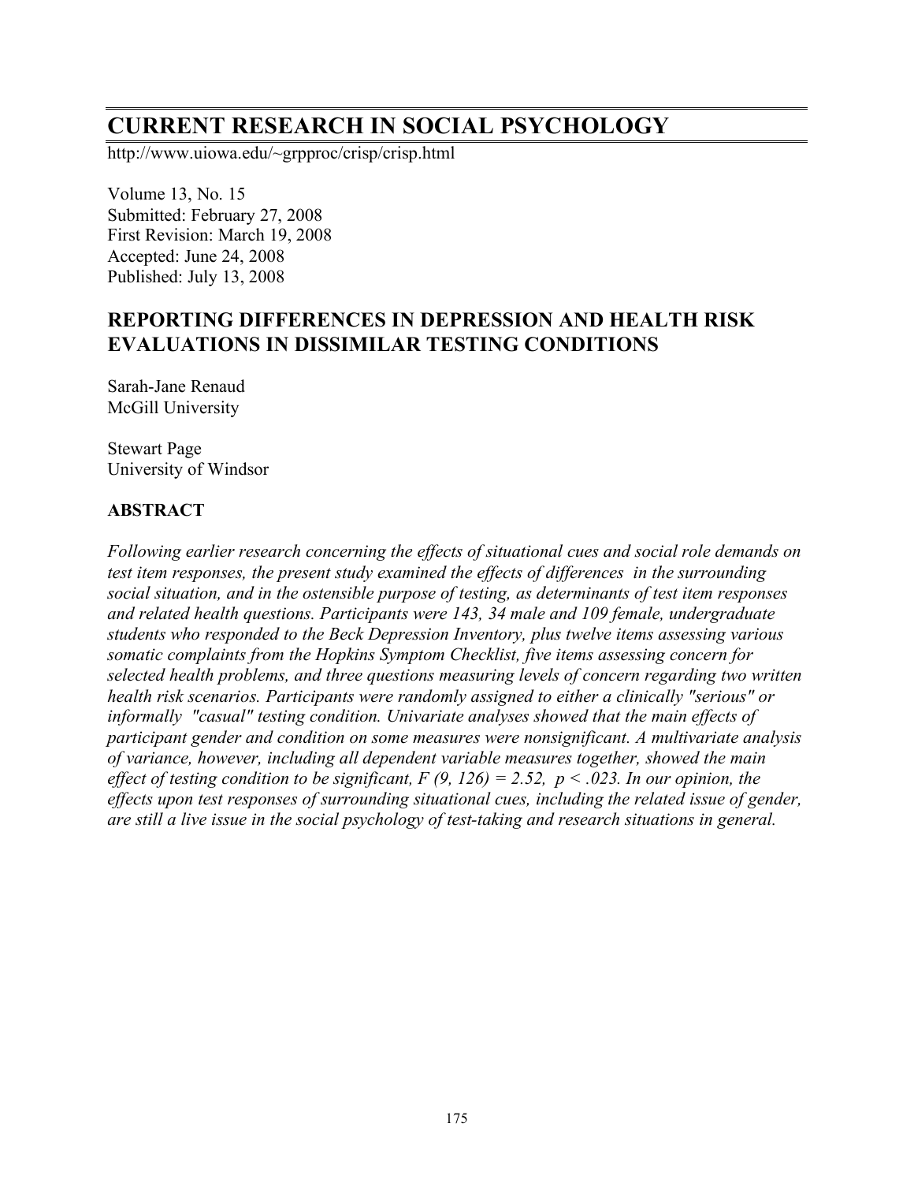# CURRENT RESEARCH IN SOCIAL PSYCHOLOGY

http://www.uiowa.edu/~grpproc/crisp/crisp.html

Volume 13, No. 15
Submitted: February 27, 2008
First Revision: March 19, 2008
Accepted: June 24, 2008
Published: July 13, 2008

## REPORTING DIFFERENCES IN DEPRESSION AND HEALTH RISK EVALUATIONS IN DISSIMILAR TESTING CONDITIONS

Sarah-Jane Renaud
McGill University

Stewart Page
University of Windsor

### ABSTRACT

*Following earlier research concerning the effects of situational cues and social role demands on test item responses, the present study examined the effects of differences in the surrounding social situation, and in the ostensible purpose of testing, as determinants of test item responses and related health questions. Participants were 143, 34 male and 109 female, undergraduate students who responded to the Beck Depression Inventory, plus twelve items assessing various somatic complaints from the Hopkins Symptom Checklist, five items assessing concern for selected health problems, and three questions measuring levels of concern regarding two written health risk scenarios. Participants were randomly assigned to either a clinically "serious" or informally "casual" testing condition. Univariate analyses showed that the main effects of participant gender and condition on some measures were nonsignificant. A multivariate analysis of variance, however, including all dependent variable measures together, showed the main effect of testing condition to be significant, $F(9, 126) = 2.52$, $p < .023$. In our opinion, the effects upon test responses of surrounding situational cues, including the related issue of gender, are still a live issue in the social psychology of test-taking and research situations in general.*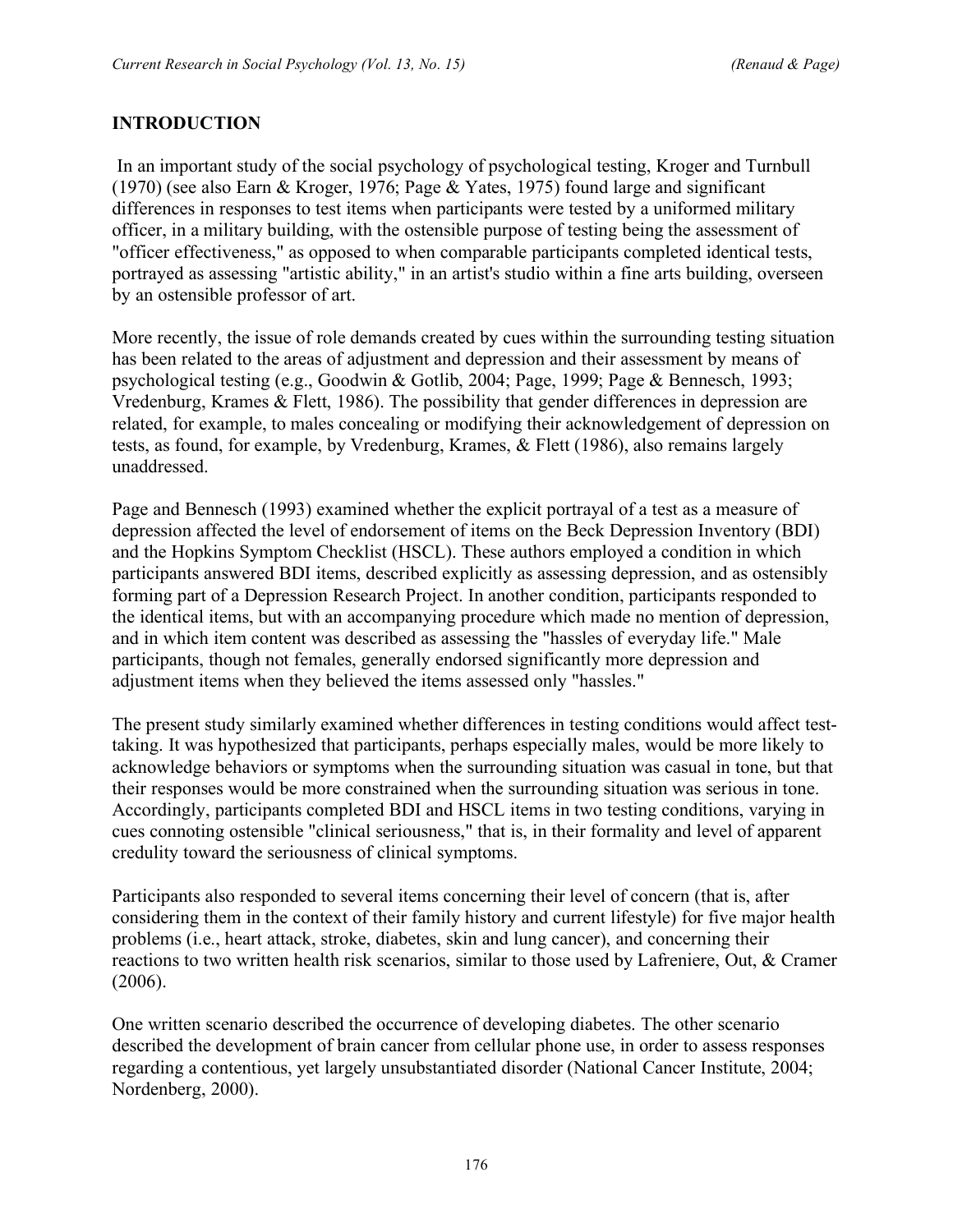## INTRODUCTION

In an important study of the social psychology of psychological testing, Kroger and Turnbull (1970) (see also Earn & Kroger, 1976; Page & Yates, 1975) found large and significant differences in responses to test items when participants were tested by a uniformed military officer, in a military building, with the ostensible purpose of testing being the assessment of "officer effectiveness," as opposed to when comparable participants completed identical tests, portrayed as assessing "artistic ability," in an artist's studio within a fine arts building, overseen by an ostensible professor of art.

More recently, the issue of role demands created by cues within the surrounding testing situation has been related to the areas of adjustment and depression and their assessment by means of psychological testing (e.g., Goodwin & Gotlib, 2004; Page, 1999; Page & Bennesch, 1993; Vredenburg, Krames & Flett, 1986). The possibility that gender differences in depression are related, for example, to males concealing or modifying their acknowledgement of depression on tests, as found, for example, by Vredenburg, Krames, & Flett (1986), also remains largely unaddressed.

Page and Bennesch (1993) examined whether the explicit portrayal of a test as a measure of depression affected the level of endorsement of items on the Beck Depression Inventory (BDI) and the Hopkins Symptom Checklist (HSCL). These authors employed a condition in which participants answered BDI items, described explicitly as assessing depression, and as ostensibly forming part of a Depression Research Project. In another condition, participants responded to the identical items, but with an accompanying procedure which made no mention of depression, and in which item content was described as assessing the "hassles of everyday life." Male participants, though not females, generally endorsed significantly more depression and adjustment items when they believed the items assessed only "hassles."

The present study similarly examined whether differences in testing conditions would affect test-taking. It was hypothesized that participants, perhaps especially males, would be more likely to acknowledge behaviors or symptoms when the surrounding situation was casual in tone, but that their responses would be more constrained when the surrounding situation was serious in tone. Accordingly, participants completed BDI and HSCL items in two testing conditions, varying in cues connoting ostensible "clinical seriousness," that is, in their formality and level of apparent credulity toward the seriousness of clinical symptoms.

Participants also responded to several items concerning their level of concern (that is, after considering them in the context of their family history and current lifestyle) for five major health problems (i.e., heart attack, stroke, diabetes, skin and lung cancer), and concerning their reactions to two written health risk scenarios, similar to those used by Lafreniere, Out, & Cramer (2006).

One written scenario described the occurrence of developing diabetes. The other scenario described the development of brain cancer from cellular phone use, in order to assess responses regarding a contentious, yet largely unsubstantiated disorder (National Cancer Institute, 2004; Nordenberg, 2000).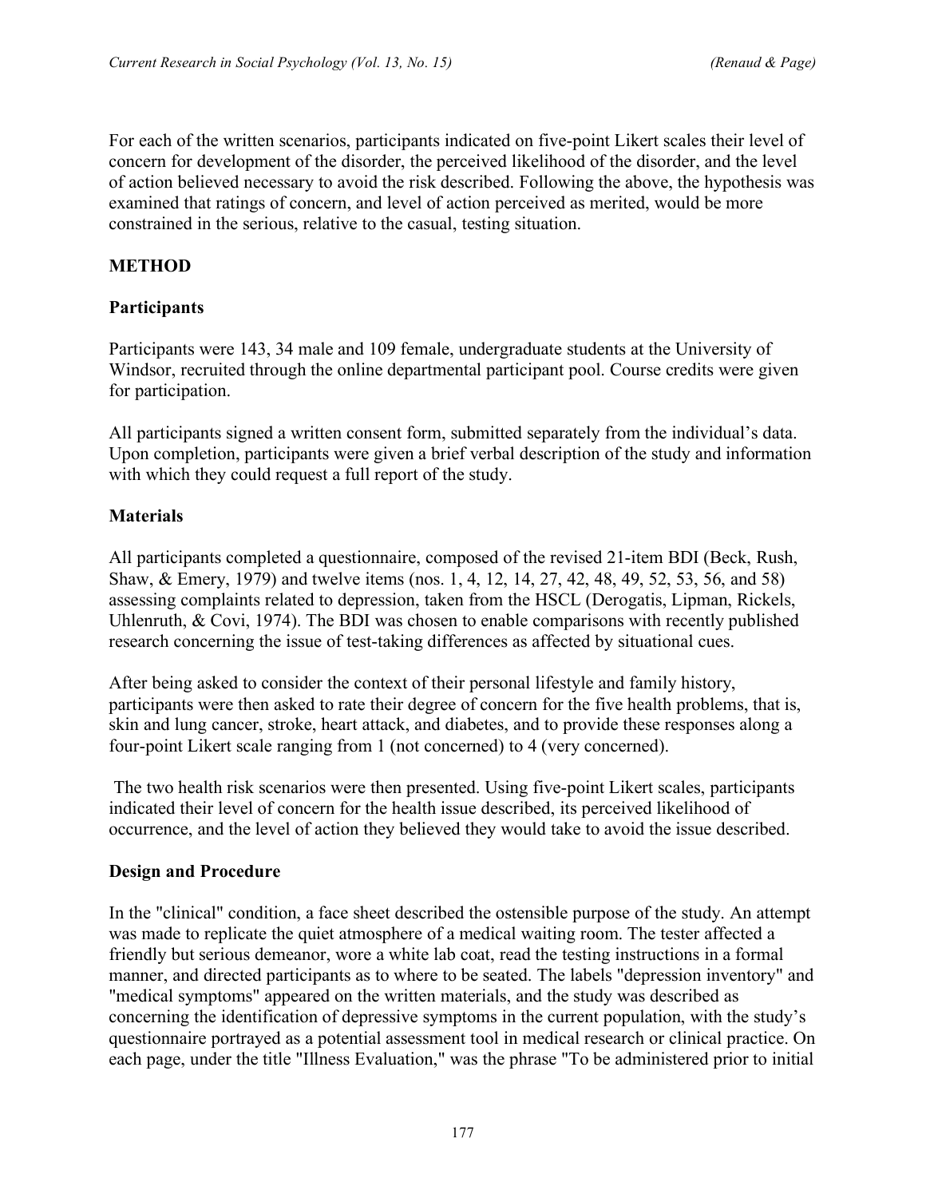For each of the written scenarios, participants indicated on five-point Likert scales their level of concern for development of the disorder, the perceived likelihood of the disorder, and the level of action believed necessary to avoid the risk described. Following the above, the hypothesis was examined that ratings of concern, and level of action perceived as merited, would be more constrained in the serious, relative to the casual, testing situation.

## METHOD

### Participants

Participants were 143, 34 male and 109 female, undergraduate students at the University of Windsor, recruited through the online departmental participant pool. Course credits were given for participation.

All participants signed a written consent form, submitted separately from the individual's data. Upon completion, participants were given a brief verbal description of the study and information with which they could request a full report of the study.

### Materials

All participants completed a questionnaire, composed of the revised 21-item BDI (Beck, Rush, Shaw, & Emery, 1979) and twelve items (nos. 1, 4, 12, 14, 27, 42, 48, 49, 52, 53, 56, and 58) assessing complaints related to depression, taken from the HSCL (Derogatis, Lipman, Rickels, Uhlenruth, & Covi, 1974). The BDI was chosen to enable comparisons with recently published research concerning the issue of test-taking differences as affected by situational cues.

After being asked to consider the context of their personal lifestyle and family history, participants were then asked to rate their degree of concern for the five health problems, that is, skin and lung cancer, stroke, heart attack, and diabetes, and to provide these responses along a four-point Likert scale ranging from 1 (not concerned) to 4 (very concerned).

The two health risk scenarios were then presented. Using five-point Likert scales, participants indicated their level of concern for the health issue described, its perceived likelihood of occurrence, and the level of action they believed they would take to avoid the issue described.

### Design and Procedure

In the "clinical" condition, a face sheet described the ostensible purpose of the study. An attempt was made to replicate the quiet atmosphere of a medical waiting room. The tester affected a friendly but serious demeanor, wore a white lab coat, read the testing instructions in a formal manner, and directed participants as to where to be seated. The labels "depression inventory" and "medical symptoms" appeared on the written materials, and the study was described as concerning the identification of depressive symptoms in the current population, with the study's questionnaire portrayed as a potential assessment tool in medical research or clinical practice. On each page, under the title "Illness Evaluation," was the phrase "To be administered prior to initial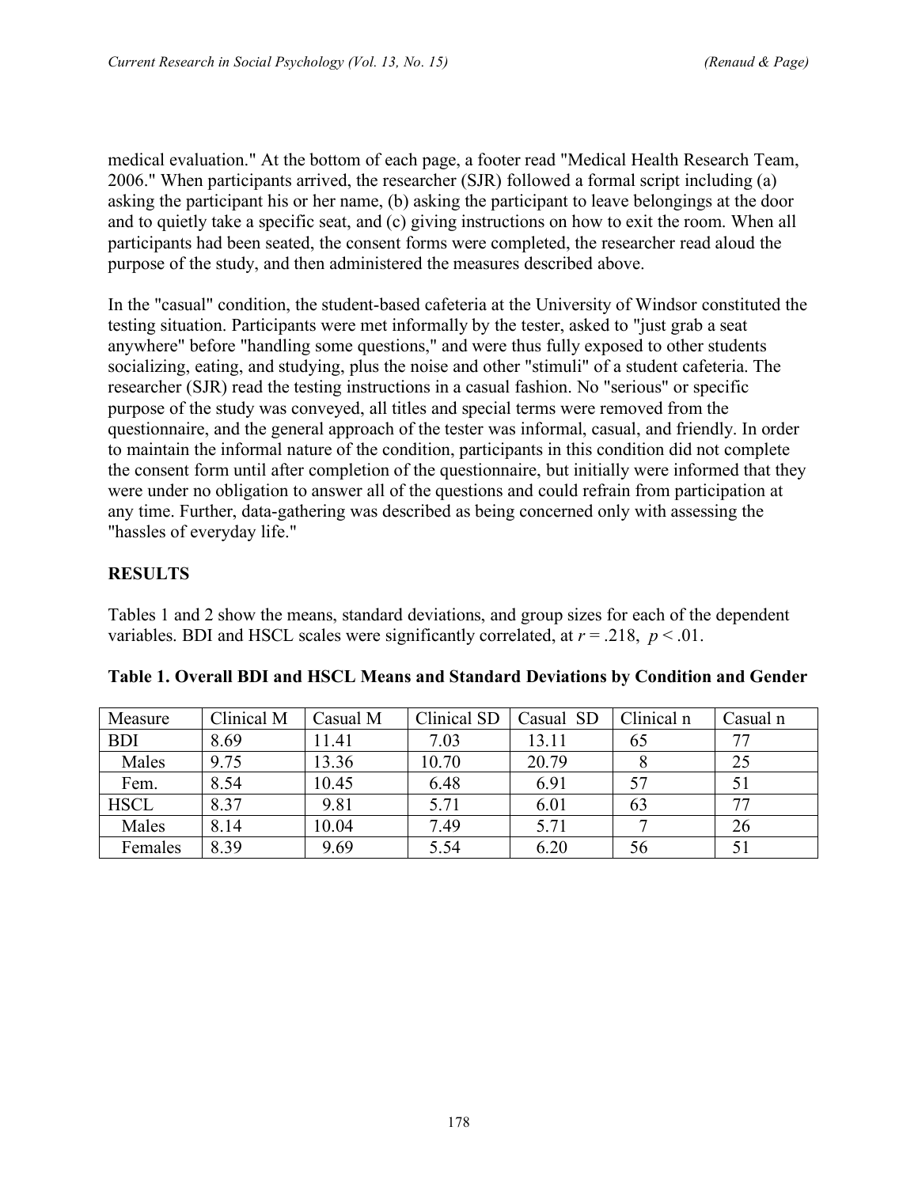medical evaluation." At the bottom of each page, a footer read "Medical Health Research Team, 2006." When participants arrived, the researcher (SJR) followed a formal script including (a) asking the participant his or her name, (b) asking the participant to leave belongings at the door and to quietly take a specific seat, and (c) giving instructions on how to exit the room. When all participants had been seated, the consent forms were completed, the researcher read aloud the purpose of the study, and then administered the measures described above.

In the "casual" condition, the student-based cafeteria at the University of Windsor constituted the testing situation. Participants were met informally by the tester, asked to "just grab a seat anywhere" before "handling some questions," and were thus fully exposed to other students socializing, eating, and studying, plus the noise and other "stimuli" of a student cafeteria. The researcher (SJR) read the testing instructions in a casual fashion. No "serious" or specific purpose of the study was conveyed, all titles and special terms were removed from the questionnaire, and the general approach of the tester was informal, casual, and friendly. In order to maintain the informal nature of the condition, participants in this condition did not complete the consent form until after completion of the questionnaire, but initially were informed that they were under no obligation to answer all of the questions and could refrain from participation at any time. Further, data-gathering was described as being concerned only with assessing the "hassles of everyday life."

## RESULTS

Tables 1 and 2 show the means, standard deviations, and group sizes for each of the dependent variables. BDI and HSCL scales were significantly correlated, at $r = .218$, $p < .01$.

**Table 1. Overall BDI and HSCL Means and Standard Deviations by Condition and Gender**

| Measure | Clinical M | Casual M | Clinical SD | Casual SD | Clinical n | Casual n |
|---|---|---|---|---|---|---|
| BDI | 8.69 | 11.41 | 7.03 | 13.11 | 65 | 77 |
| Males | 9.75 | 13.36 | 10.70 | 20.79 | 8 | 25 |
| Fem. | 8.54 | 10.45 | 6.48 | 6.91 | 57 | 51 |
| HSCL | 8.37 | 9.81 | 5.71 | 6.01 | 63 | 77 |
| Males | 8.14 | 10.04 | 7.49 | 5.71 | 7 | 26 |
| Females | 8.39 | 9.69 | 5.54 | 6.20 | 56 | 51 |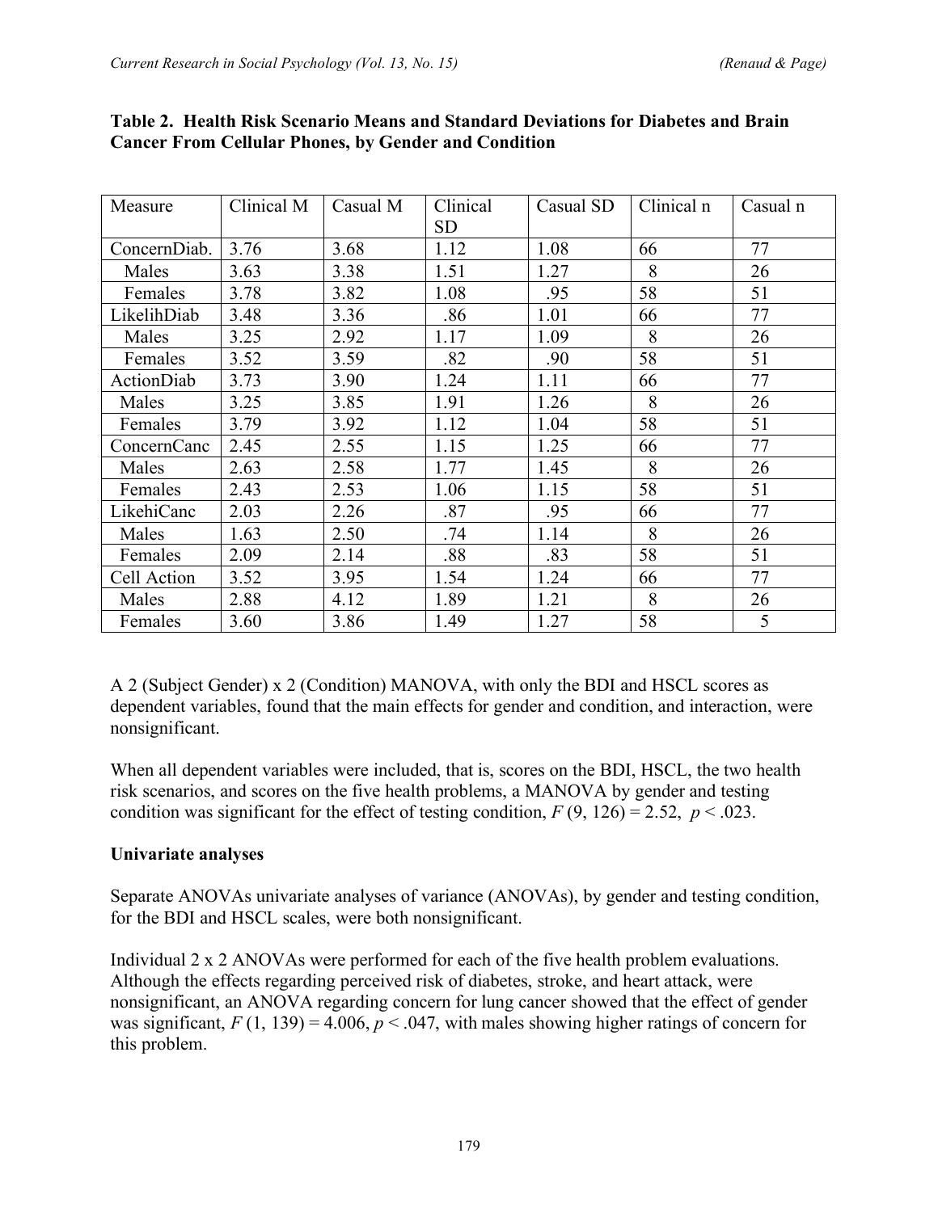**Table 2. Health Risk Scenario Means and Standard Deviations for Diabetes and Brain Cancer From Cellular Phones, by Gender and Condition**

| Measure | Clinical M | Casual M | Clinical SD | Casual SD | Clinical n | Casual n |
|---|---|---|---|---|---|---|
| ConcernDiab. | 3.76 | 3.68 | 1.12 | 1.08 | 66 | 77 |
| Males | 3.63 | 3.38 | 1.51 | 1.27 | 8 | 26 |
| Females | 3.78 | 3.82 | 1.08 | .95 | 58 | 51 |
| LikelihDiab | 3.48 | 3.36 | .86 | 1.01 | 66 | 77 |
| Males | 3.25 | 2.92 | 1.17 | 1.09 | 8 | 26 |
| Females | 3.52 | 3.59 | .82 | .90 | 58 | 51 |
| ActionDiab | 3.73 | 3.90 | 1.24 | 1.11 | 66 | 77 |
| Males | 3.25 | 3.85 | 1.91 | 1.26 | 8 | 26 |
| Females | 3.79 | 3.92 | 1.12 | 1.04 | 58 | 51 |
| ConcernCanc | 2.45 | 2.55 | 1.15 | 1.25 | 66 | 77 |
| Males | 2.63 | 2.58 | 1.77 | 1.45 | 8 | 26 |
| Females | 2.43 | 2.53 | 1.06 | 1.15 | 58 | 51 |
| LikehiCanc | 2.03 | 2.26 | .87 | .95 | 66 | 77 |
| Males | 1.63 | 2.50 | .74 | 1.14 | 8 | 26 |
| Females | 2.09 | 2.14 | .88 | .83 | 58 | 51 |
| Cell Action | 3.52 | 3.95 | 1.54 | 1.24 | 66 | 77 |
| Males | 2.88 | 4.12 | 1.89 | 1.21 | 8 | 26 |
| Females | 3.60 | 3.86 | 1.49 | 1.27 | 58 | 5 |

A 2 (Subject Gender) x 2 (Condition) MANOVA, with only the BDI and HSCL scores as dependent variables, found that the main effects for gender and condition, and interaction, were nonsignificant.

When all dependent variables were included, that is, scores on the BDI, HSCL, the two health risk scenarios, and scores on the five health problems, a MANOVA by gender and testing condition was significant for the effect of testing condition, $F(9, 126) = 2.52$, $p < .023$.

**Univariate analyses**

Separate ANOVAs univariate analyses of variance (ANOVAs), by gender and testing condition, for the BDI and HSCL scales, were both nonsignificant.

Individual 2 x 2 ANOVAs were performed for each of the five health problem evaluations. Although the effects regarding perceived risk of diabetes, stroke, and heart attack, were nonsignificant, an ANOVA regarding concern for lung cancer showed that the effect of gender was significant, $F(1, 139) = 4.006$, $p < .047$, with males showing higher ratings of concern for this problem.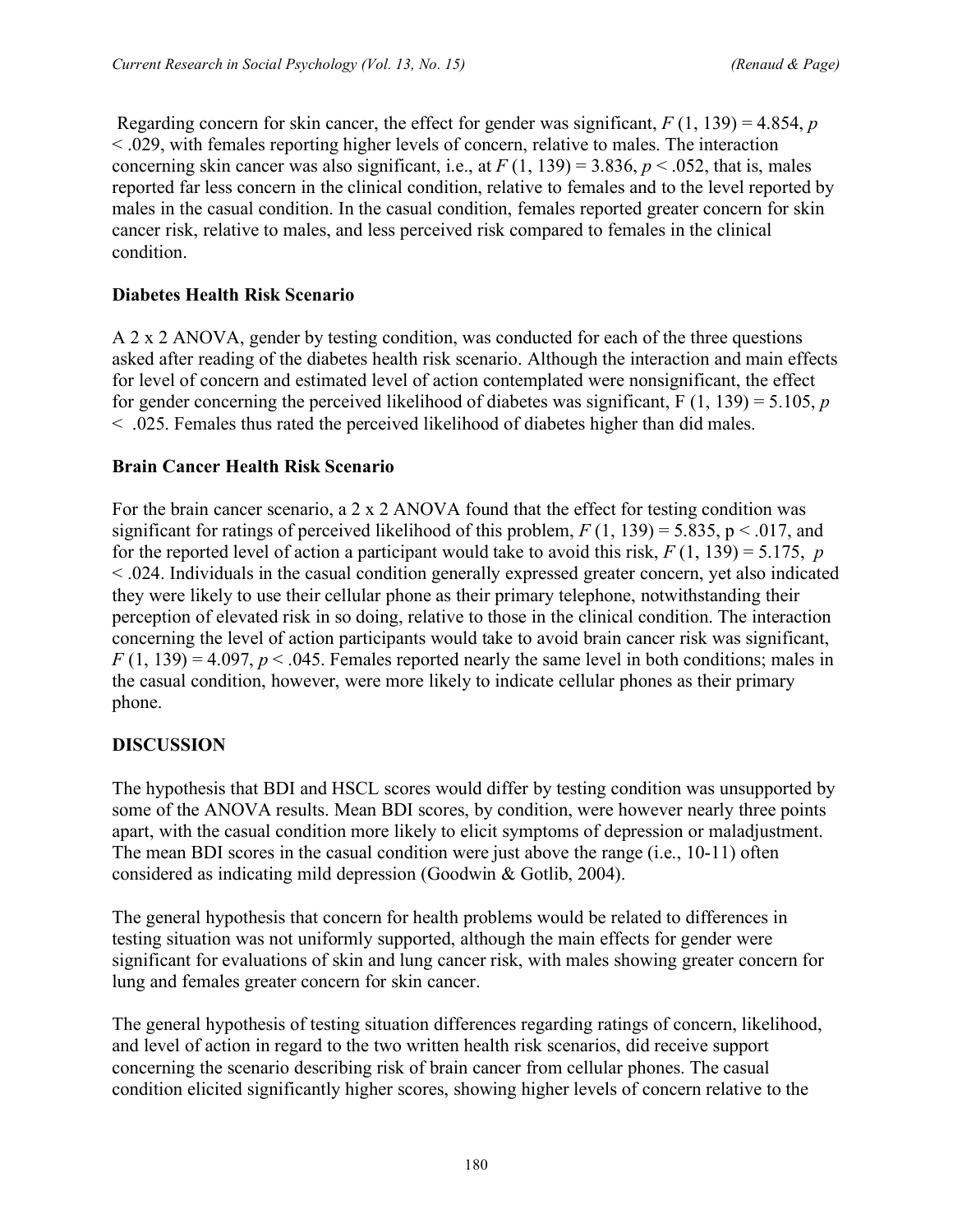Regarding concern for skin cancer, the effect for gender was significant, $F(1, 139) = 4.854$, $p < .029$, with females reporting higher levels of concern, relative to males. The interaction concerning skin cancer was also significant, i.e., at $F(1, 139) = 3.836$, $p < .052$, that is, males reported far less concern in the clinical condition, relative to females and to the level reported by males in the casual condition. In the casual condition, females reported greater concern for skin cancer risk, relative to males, and less perceived risk compared to females in the clinical condition.

**Diabetes Health Risk Scenario**

A 2 x 2 ANOVA, gender by testing condition, was conducted for each of the three questions asked after reading of the diabetes health risk scenario. Although the interaction and main effects for level of concern and estimated level of action contemplated were nonsignificant, the effect for gender concerning the perceived likelihood of diabetes was significant, $F(1, 139) = 5.105$, $p < .025$. Females thus rated the perceived likelihood of diabetes higher than did males.

**Brain Cancer Health Risk Scenario**

For the brain cancer scenario, a 2 x 2 ANOVA found that the effect for testing condition was significant for ratings of perceived likelihood of this problem, $F(1, 139) = 5.835$, $p < .017$, and for the reported level of action a participant would take to avoid this risk, $F(1, 139) = 5.175$, $p < .024$. Individuals in the casual condition generally expressed greater concern, yet also indicated they were likely to use their cellular phone as their primary telephone, notwithstanding their perception of elevated risk in so doing, relative to those in the clinical condition. The interaction concerning the level of action participants would take to avoid brain cancer risk was significant, $F(1, 139) = 4.097$, $p < .045$. Females reported nearly the same level in both conditions; males in the casual condition, however, were more likely to indicate cellular phones as their primary phone.

**DISCUSSION**

The hypothesis that BDI and HSCL scores would differ by testing condition was unsupported by some of the ANOVA results. Mean BDI scores, by condition, were however nearly three points apart, with the casual condition more likely to elicit symptoms of depression or maladjustment. The mean BDI scores in the casual condition were just above the range (i.e., 10-11) often considered as indicating mild depression (Goodwin & Gotlib, 2004).

The general hypothesis that concern for health problems would be related to differences in testing situation was not uniformly supported, although the main effects for gender were significant for evaluations of skin and lung cancer risk, with males showing greater concern for lung and females greater concern for skin cancer.

The general hypothesis of testing situation differences regarding ratings of concern, likelihood, and level of action in regard to the two written health risk scenarios, did receive support concerning the scenario describing risk of brain cancer from cellular phones. The casual condition elicited significantly higher scores, showing higher levels of concern relative to the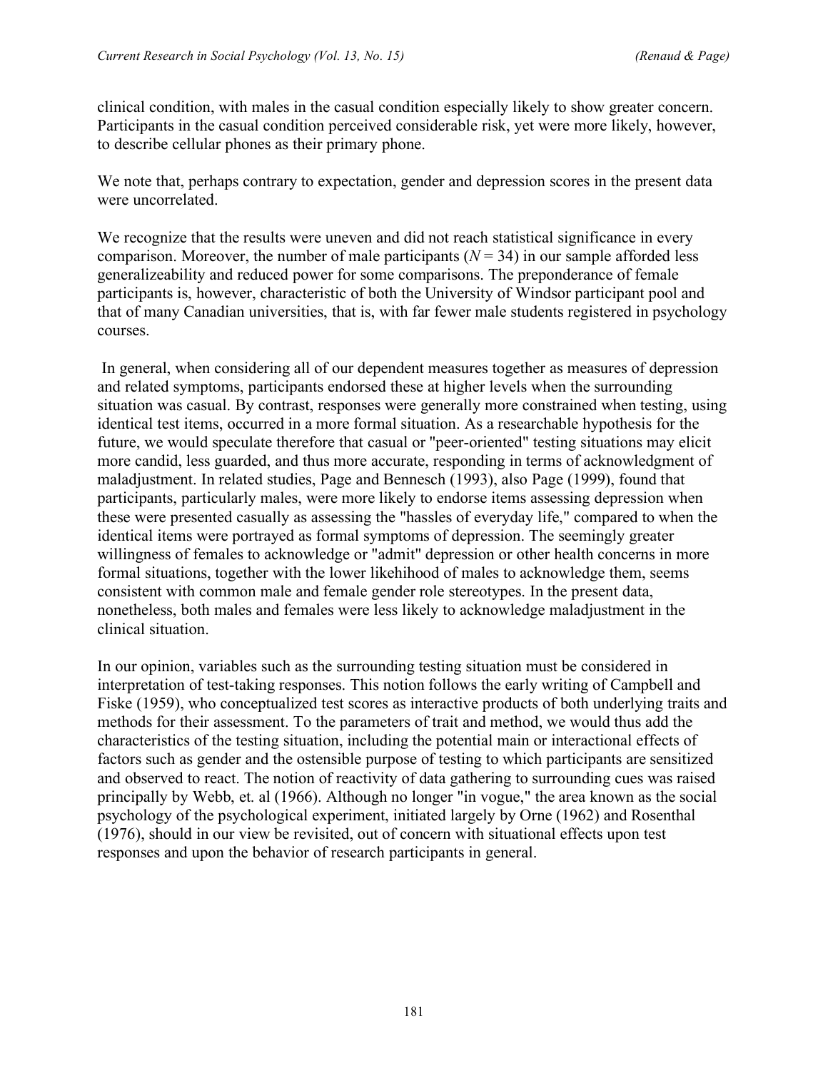clinical condition, with males in the casual condition especially likely to show greater concern. Participants in the casual condition perceived considerable risk, yet were more likely, however, to describe cellular phones as their primary phone.

We note that, perhaps contrary to expectation, gender and depression scores in the present data were uncorrelated.

We recognize that the results were uneven and did not reach statistical significance in every comparison. Moreover, the number of male participants ($N = 34$) in our sample afforded less generalizeability and reduced power for some comparisons. The preponderance of female participants is, however, characteristic of both the University of Windsor participant pool and that of many Canadian universities, that is, with far fewer male students registered in psychology courses.

In general, when considering all of our dependent measures together as measures of depression and related symptoms, participants endorsed these at higher levels when the surrounding situation was casual. By contrast, responses were generally more constrained when testing, using identical test items, occurred in a more formal situation. As a researchable hypothesis for the future, we would speculate therefore that casual or "peer-oriented" testing situations may elicit more candid, less guarded, and thus more accurate, responding in terms of acknowledgment of maladjustment. In related studies, Page and Bennesch (1993), also Page (1999), found that participants, particularly males, were more likely to endorse items assessing depression when these were presented casually as assessing the "hassles of everyday life," compared to when the identical items were portrayed as formal symptoms of depression. The seemingly greater willingness of females to acknowledge or "admit" depression or other health concerns in more formal situations, together with the lower likehihood of males to acknowledge them, seems consistent with common male and female gender role stereotypes. In the present data, nonetheless, both males and females were less likely to acknowledge maladjustment in the clinical situation.

In our opinion, variables such as the surrounding testing situation must be considered in interpretation of test-taking responses. This notion follows the early writing of Campbell and Fiske (1959), who conceptualized test scores as interactive products of both underlying traits and methods for their assessment. To the parameters of trait and method, we would thus add the characteristics of the testing situation, including the potential main or interactional effects of factors such as gender and the ostensible purpose of testing to which participants are sensitized and observed to react. The notion of reactivity of data gathering to surrounding cues was raised principally by Webb, et. al (1966). Although no longer "in vogue," the area known as the social psychology of the psychological experiment, initiated largely by Orne (1962) and Rosenthal (1976), should in our view be revisited, out of concern with situational effects upon test responses and upon the behavior of research participants in general.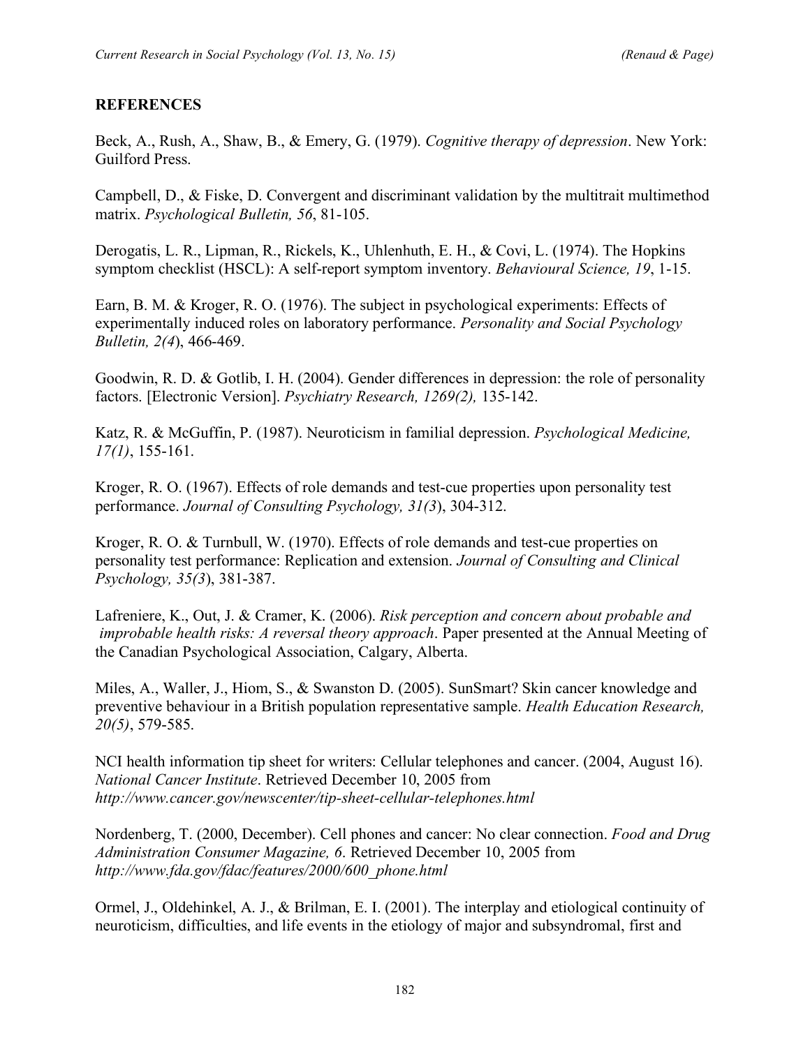## REFERENCES

Beck, A., Rush, A., Shaw, B., & Emery, G. (1979). *Cognitive therapy of depression*. New York: Guilford Press.

Campbell, D., & Fiske, D. Convergent and discriminant validation by the multitrait multimethod matrix. *Psychological Bulletin, 56*, 81-105.

Derogatis, L. R., Lipman, R., Rickels, K., Uhlenhuth, E. H., & Covi, L. (1974). The Hopkins symptom checklist (HSCL): A self-report symptom inventory. *Behavioural Science, 19*, 1-15.

Earn, B. M. & Kroger, R. O. (1976). The subject in psychological experiments: Effects of experimentally induced roles on laboratory performance. *Personality and Social Psychology Bulletin, 2(4*), 466-469.

Goodwin, R. D. & Gotlib, I. H. (2004). Gender differences in depression: the role of personality factors. [Electronic Version]. *Psychiatry Research, 1269(2),* 135-142.

Katz, R. & McGuffin, P. (1987). Neuroticism in familial depression. *Psychological Medicine, 17(1)*, 155-161.

Kroger, R. O. (1967). Effects of role demands and test-cue properties upon personality test performance. *Journal of Consulting Psychology, 31(3*), 304-312.

Kroger, R. O. & Turnbull, W. (1970). Effects of role demands and test-cue properties on personality test performance: Replication and extension. *Journal of Consulting and Clinical Psychology, 35(3*), 381-387.

Lafreniere, K., Out, J. & Cramer, K. (2006). *Risk perception and concern about probable and improbable health risks: A reversal theory approach*. Paper presented at the Annual Meeting of the Canadian Psychological Association, Calgary, Alberta.

Miles, A., Waller, J., Hiom, S., & Swanston D. (2005). SunSmart? Skin cancer knowledge and preventive behaviour in a British population representative sample. *Health Education Research, 20(5)*, 579-585.

NCI health information tip sheet for writers: Cellular telephones and cancer. (2004, August 16). *National Cancer Institute*. Retrieved December 10, 2005 from *http://www.cancer.gov/newscenter/tip-sheet-cellular-telephones.html*

Nordenberg, T. (2000, December). Cell phones and cancer: No clear connection. *Food and Drug Administration Consumer Magazine, 6*. Retrieved December 10, 2005 from *http://www.fda.gov/fdac/features/2000/600_phone.html*

Ormel, J., Oldehinkel, A. J., & Brilman, E. I. (2001). The interplay and etiological continuity of neuroticism, difficulties, and life events in the etiology of major and subsyndromal, first and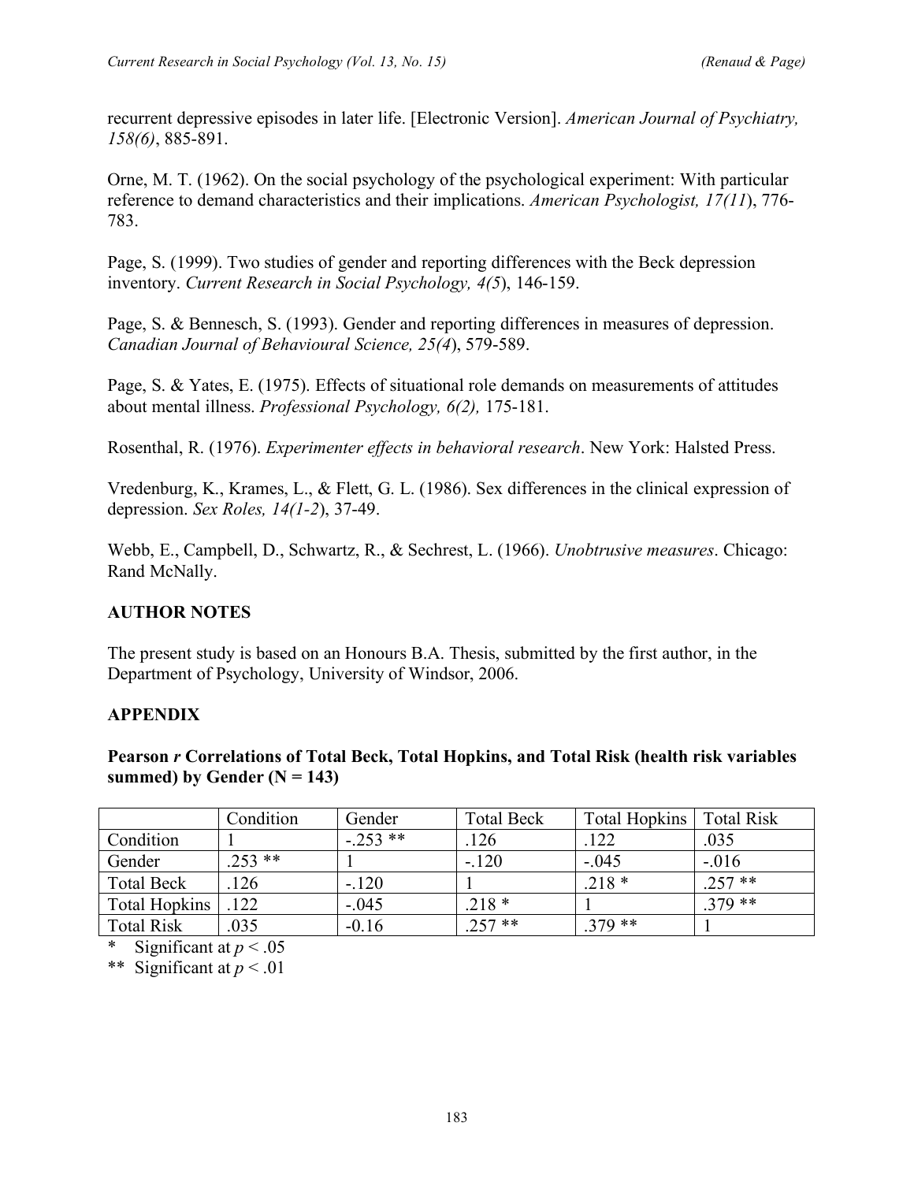recurrent depressive episodes in later life. [Electronic Version]. *American Journal of Psychiatry, 158(6)*, 885-891.

Orne, M. T. (1962). On the social psychology of the psychological experiment: With particular reference to demand characteristics and their implications. *American Psychologist, 17(11*), 776-783.

Page, S. (1999). Two studies of gender and reporting differences with the Beck depression inventory. *Current Research in Social Psychology, 4(5*), 146-159.

Page, S. & Bennesch, S. (1993). Gender and reporting differences in measures of depression. *Canadian Journal of Behavioural Science, 25(4*), 579-589.

Page, S. & Yates, E. (1975). Effects of situational role demands on measurements of attitudes about mental illness. *Professional Psychology, 6(2),* 175-181.

Rosenthal, R. (1976). *Experimenter effects in behavioral research*. New York: Halsted Press.

Vredenburg, K., Krames, L., & Flett, G. L. (1986). Sex differences in the clinical expression of depression. *Sex Roles, 14(1-2*), 37-49.

Webb, E., Campbell, D., Schwartz, R., & Sechrest, L. (1966). *Unobtrusive measures*. Chicago: Rand McNally.

## AUTHOR NOTES

The present study is based on an Honours B.A. Thesis, submitted by the first author, in the Department of Psychology, University of Windsor, 2006.

## APPENDIX

**Pearson *r* Correlations of Total Beck, Total Hopkins, and Total Risk (health risk variables summed) by Gender (N = 143)**

| | Condition | Gender | Total Beck | Total Hopkins | Total Risk |
|---|---|---|---|---|---|
| Condition | 1 | -.253 ** | .126 | .122 | .035 |
| Gender | .253 ** | 1 | -.120 | -.045 | -.016 |
| Total Beck | .126 | -.120 | 1 | .218 * | .257 ** |
| Total Hopkins | .122 | -.045 | .218 * | 1 | .379 ** |
| Total Risk | .035 | -0.16 | .257 ** | .379 ** | 1 |

\* Significant at $p < .05$

\*\* Significant at $p < .01$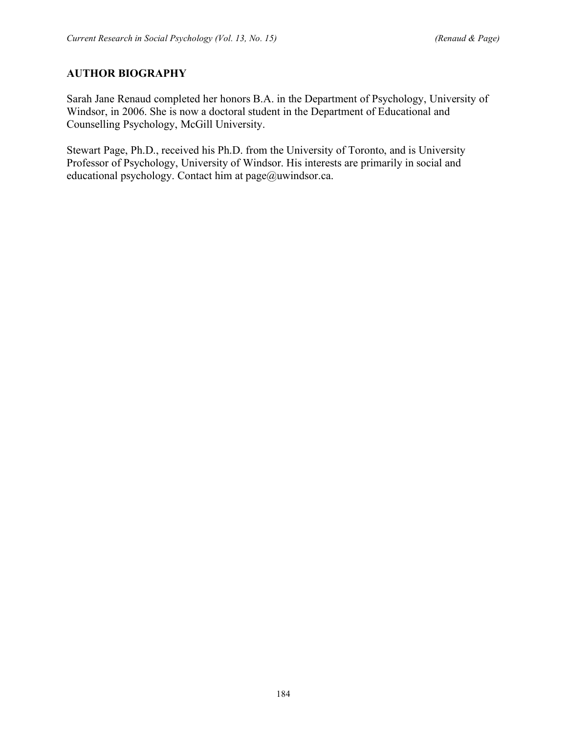## AUTHOR BIOGRAPHY

Sarah Jane Renaud completed her honors B.A. in the Department of Psychology, University of Windsor, in 2006. She is now a doctoral student in the Department of Educational and Counselling Psychology, McGill University.

Stewart Page, Ph.D., received his Ph.D. from the University of Toronto, and is University Professor of Psychology, University of Windsor. His interests are primarily in social and educational psychology. Contact him at page@uwindsor.ca.